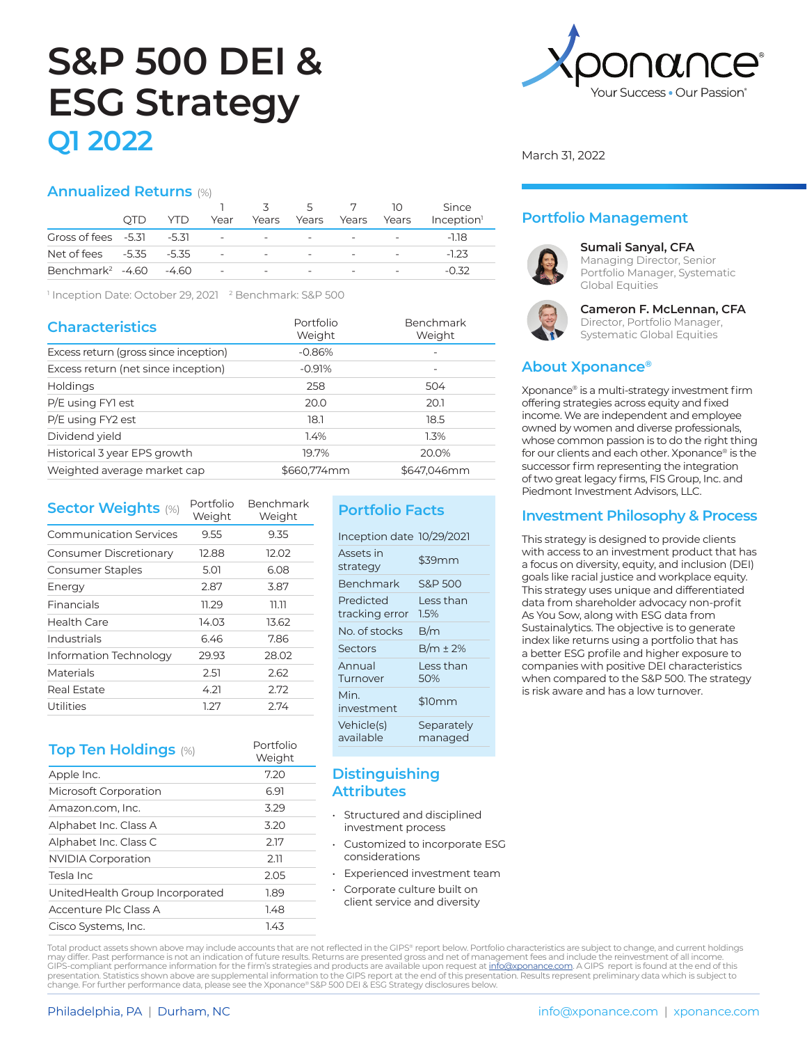# S&P 500 DEI & ESG Strategy

## Q1 2022

Xponance®
Your Success • Our Passion®

March 31, 2022

## Annualized Returns (%)

| | QTD | YTD | 1 Year | 3 Years | 5 Years | 7 Years | 10 Years | Since Inception[1] |
|---|---|---|---|---|---|---|---|---|
| Gross of fees | -5.31 | -5.31 | - | - | - | - | - | -1.18 |
| Net of fees | -5.35 | -5.35 | - | - | - | - | - | -1.23 |
| Benchmark[2] | -4.60 | -4.60 | - | - | - | - | - | -0.32 |

[1] Inception Date: October 29, 2021 [2] Benchmark: S&P 500

## Characteristics

| | Portfolio Weight | Benchmark Weight |
|---|---|---|
| Excess return (gross since inception) | -0.86% | - |
| Excess return (net since inception) | -0.91% | - |
| Holdings | 258 | 504 |
| P/E using FY1 est | 20.0 | 20.1 |
| P/E using FY2 est | 18.1 | 18.5 |
| Dividend yield | 1.4% | 1.3% |
| Historical 3 year EPS growth | 19.7% | 20.0% |
| Weighted average market cap | $660,774mm | $647,046mm |

## Sector Weights (%)

| | Portfolio Weight | Benchmark Weight |
|---|---|---|
| Communication Services | 9.55 | 9.35 |
| Consumer Discretionary | 12.88 | 12.02 |
| Consumer Staples | 5.01 | 6.08 |
| Energy | 2.87 | 3.87 |
| Financials | 11.29 | 11.11 |
| Health Care | 14.03 | 13.62 |
| Industrials | 6.46 | 7.86 |
| Information Technology | 29.93 | 28.02 |
| Materials | 2.51 | 2.62 |
| Real Estate | 4.21 | 2.72 |
| Utilities | 1.27 | 2.74 |

## Top Ten Holdings (%)

| | Portfolio Weight |
|---|---|
| Apple Inc. | 7.20 |
| Microsoft Corporation | 6.91 |
| Amazon.com, Inc. | 3.29 |
| Alphabet Inc. Class A | 3.20 |
| Alphabet Inc. Class C | 2.17 |
| NVIDIA Corporation | 2.11 |
| Tesla Inc | 2.05 |
| UnitedHealth Group Incorporated | 1.89 |
| Accenture Plc Class A | 1.48 |
| Cisco Systems, Inc. | 1.43 |

## Portfolio Facts

| | |
|---|---|
| Inception date | 10/29/2021 |
| Assets in strategy | $39mm |
| Benchmark | S&P 500 |
| Predicted tracking error | Less than 1.5% |
| No. of stocks | B/m |
| Sectors | B/m ± 2% |
| Annual Turnover | Less than 50% |
| Min. investment | $10mm |
| Vehicle(s) available | Separately managed |

## Distinguishing Attributes

- Structured and disciplined investment process
- Customized to incorporate ESG considerations
- Experienced investment team
- Corporate culture built on client service and diversity

## Portfolio Management

**Sumali Sanyal, CFA**
Managing Director, Senior Portfolio Manager, Systematic Global Equities

**Cameron F. McLennan, CFA**
Director, Portfolio Manager, Systematic Global Equities

## About Xponance®

Xponance® is a multi-strategy investment firm offering strategies across equity and fixed income. We are independent and employee owned by women and diverse professionals, whose common passion is to do the right thing for our clients and each other. Xponance® is the successor firm representing the integration of two great legacy firms, FIS Group, Inc. and Piedmont Investment Advisors, LLC.

## Investment Philosophy & Process

This strategy is designed to provide clients with access to an investment product that has a focus on diversity, equity, and inclusion (DEI) goals like racial justice and workplace equity. This strategy uses unique and differentiated data from shareholder advocacy non-profit As You Sow, along with ESG data from Sustainalytics. The objective is to generate index like returns using a portfolio that has a better ESG profile and higher exposure to companies with positive DEI characteristics when compared to the S&P 500. The strategy is risk aware and has a low turnover.

Total product assets shown above may include accounts that are not reflected in the GIPS® report below. Portfolio characteristics are subject to change, and current holdings may differ. Past performance is not an indication of future results. Returns are presented gross and net of management fees and include the reinvestment of all income. GIPS-compliant performance information for the firm's strategies and products are available upon request at info@xponance.com. A GIPS report is found at the end of this presentation. Statistics shown above are supplemental information to the GIPS report at the end of this presentation. Results represent preliminary data which is subject to change. For further performance data, please see the Xponance® S&P 500 DEI & ESG Strategy disclosures below.

Philadelphia, PA | Durham, NC

info@xponance.com | xponance.com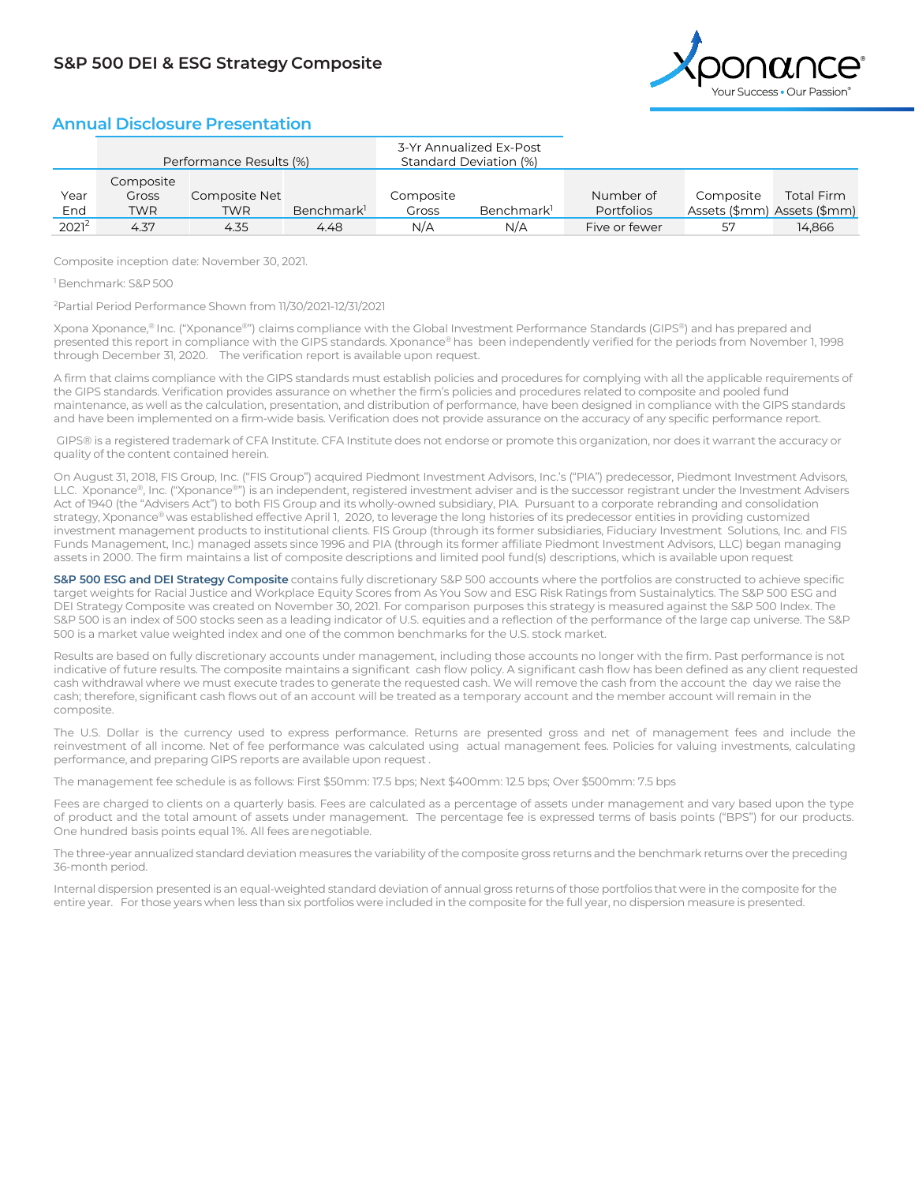# S&P 500 DEI & ESG Strategy Composite

## Annual Disclosure Presentation

| | Performance Results (%) | | | 3-Yr Annualized Ex-Post Standard Deviation (%) | | | | |
|---|---|---|---|---|---|---|---|---|
| Year End | Composite Gross TWR | Composite Net TWR | Benchmark[1] | Composite Gross | Benchmark[1] | Number of Portfolios | Composite Assets ($mm) | Total Firm Assets ($mm) |
| 2021[2] | 4.37 | 4.35 | 4.48 | N/A | N/A | Five or fewer | 57 | 14,866 |

Composite inception date: November 30, 2021.

[1] Benchmark: S&P 500

[2] Partial Period Performance Shown from 11/30/2021-12/31/2021

Xpona Xponance,® Inc. ("Xponance®") claims compliance with the Global Investment Performance Standards (GIPS®) and has prepared and presented this report in compliance with the GIPS standards. Xponance® has been independently verified for the periods from November 1, 1998 through December 31, 2020. The verification report is available upon request.

A firm that claims compliance with the GIPS standards must establish policies and procedures for complying with all the applicable requirements of the GIPS standards. Verification provides assurance on whether the firm's policies and procedures related to composite and pooled fund maintenance, as well as the calculation, presentation, and distribution of performance, have been designed in compliance with the GIPS standards and have been implemented on a firm-wide basis. Verification does not provide assurance on the accuracy of any specific performance report.

GIPS® is a registered trademark of CFA Institute. CFA Institute does not endorse or promote this organization, nor does it warrant the accuracy or quality of the content contained herein.

On August 31, 2018, FIS Group, Inc. ("FIS Group") acquired Piedmont Investment Advisors, Inc.'s ("PIA") predecessor, Piedmont Investment Advisors, LLC. Xponance®, Inc. ("Xponance®") is an independent, registered investment adviser and is the successor registrant under the Investment Advisers Act of 1940 (the "Advisers Act") to both FIS Group and its wholly-owned subsidiary, PIA. Pursuant to a corporate rebranding and consolidation strategy, Xponance® was established effective April 1, 2020, to leverage the long histories of its predecessor entities in providing customized investment management products to institutional clients. FIS Group (through its former subsidiaries, Fiduciary Investment Solutions, Inc. and FIS Funds Management, Inc.) managed assets since 1996 and PIA (through its former affiliate Piedmont Investment Advisors, LLC) began managing assets in 2000. The firm maintains a list of composite descriptions and limited pool fund(s) descriptions, which is available upon request

**S&P 500 ESG and DEI Strategy Composite** contains fully discretionary S&P 500 accounts where the portfolios are constructed to achieve specific target weights for Racial Justice and Workplace Equity Scores from As You Sow and ESG Risk Ratings from Sustainalytics. The S&P 500 ESG and DEI Strategy Composite was created on November 30, 2021. For comparison purposes this strategy is measured against the S&P 500 Index. The S&P 500 is an index of 500 stocks seen as a leading indicator of U.S. equities and a reflection of the performance of the large cap universe. The S&P 500 is a market value weighted index and one of the common benchmarks for the U.S. stock market.

Results are based on fully discretionary accounts under management, including those accounts no longer with the firm. Past performance is not indicative of future results. The composite maintains a significant cash flow policy. A significant cash flow has been defined as any client requested cash withdrawal where we must execute trades to generate the requested cash. We will remove the cash from the account the day we raise the cash; therefore, significant cash flows out of an account will be treated as a temporary account and the member account will remain in the composite.

The U.S. Dollar is the currency used to express performance. Returns are presented gross and net of management fees and include the reinvestment of all income. Net of fee performance was calculated using actual management fees. Policies for valuing investments, calculating performance, and preparing GIPS reports are available upon request .

The management fee schedule is as follows: First $50mm: 17.5 bps; Next $400mm: 12.5 bps; Over $500mm: 7.5 bps

Fees are charged to clients on a quarterly basis. Fees are calculated as a percentage of assets under management and vary based upon the type of product and the total amount of assets under management. The percentage fee is expressed terms of basis points ("BPS") for our products. One hundred basis points equal 1%. All fees are negotiable.

The three-year annualized standard deviation measures the variability of the composite gross returns and the benchmark returns over the preceding 36-month period.

Internal dispersion presented is an equal-weighted standard deviation of annual gross returns of those portfolios that were in the composite for the entire year. For those years when less than six portfolios were included in the composite for the full year, no dispersion measure is presented.